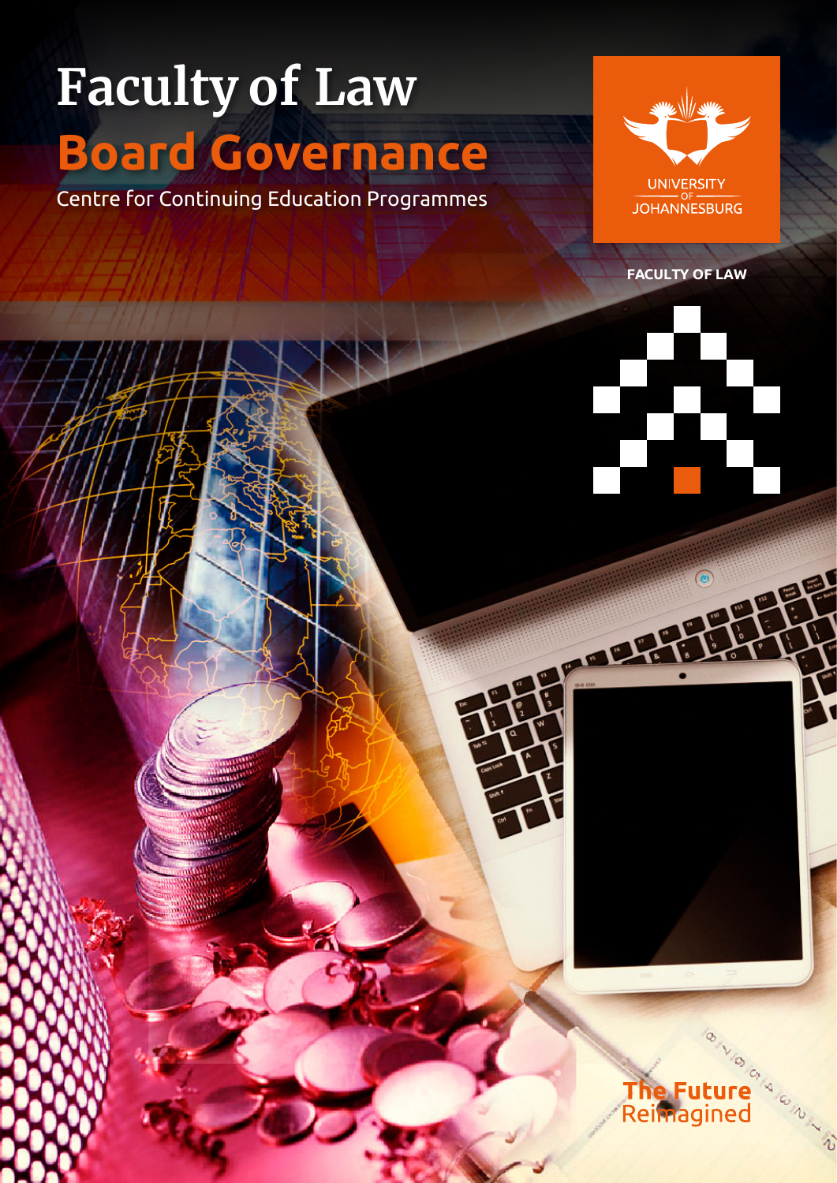# Faculty of Law

# Board Governance

Centre for Continuing Education Programmes

UNIVERSITY OF JOHANNESBURG

FACULTY OF LAW

The Future Reimagined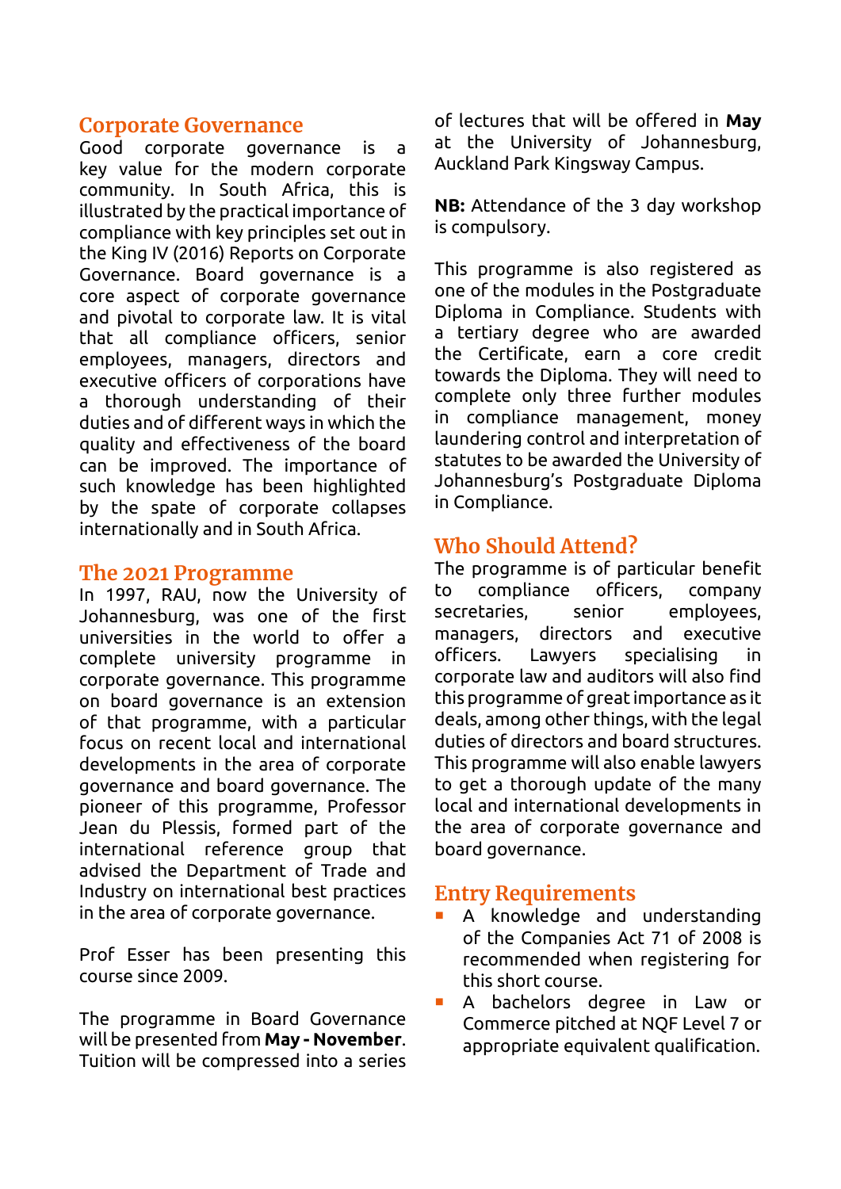## Corporate Governance

Good corporate governance is a key value for the modern corporate community. In South Africa, this is illustrated by the practical importance of compliance with key principles set out in the King IV (2016) Reports on Corporate Governance. Board governance is a core aspect of corporate governance and pivotal to corporate law. It is vital that all compliance officers, senior employees, managers, directors and executive officers of corporations have a thorough understanding of their duties and of different ways in which the quality and effectiveness of the board can be improved. The importance of such knowledge has been highlighted by the spate of corporate collapses internationally and in South Africa.

## The 2021 Programme

In 1997, RAU, now the University of Johannesburg, was one of the first universities in the world to offer a complete university programme in corporate governance. This programme on board governance is an extension of that programme, with a particular focus on recent local and international developments in the area of corporate governance and board governance. The pioneer of this programme, Professor Jean du Plessis, formed part of the international reference group that advised the Department of Trade and Industry on international best practices in the area of corporate governance.

Prof Esser has been presenting this course since 2009.

The programme in Board Governance will be presented from **May - November**. Tuition will be compressed into a series of lectures that will be offered in **May** at the University of Johannesburg, Auckland Park Kingsway Campus.

**NB:** Attendance of the 3 day workshop is compulsory.

This programme is also registered as one of the modules in the Postgraduate Diploma in Compliance. Students with a tertiary degree who are awarded the Certificate, earn a core credit towards the Diploma. They will need to complete only three further modules in compliance management, money laundering control and interpretation of statutes to be awarded the University of Johannesburg's Postgraduate Diploma in Compliance.

## Who Should Attend?

The programme is of particular benefit to compliance officers, company secretaries, senior employees, managers, directors and executive officers. Lawyers specialising in corporate law and auditors will also find this programme of great importance as it deals, among other things, with the legal duties of directors and board structures. This programme will also enable lawyers to get a thorough update of the many local and international developments in the area of corporate governance and board governance.

## Entry Requirements

- A knowledge and understanding of the Companies Act 71 of 2008 is recommended when registering for this short course.
- A bachelors degree in Law or Commerce pitched at NQF Level 7 or appropriate equivalent qualification.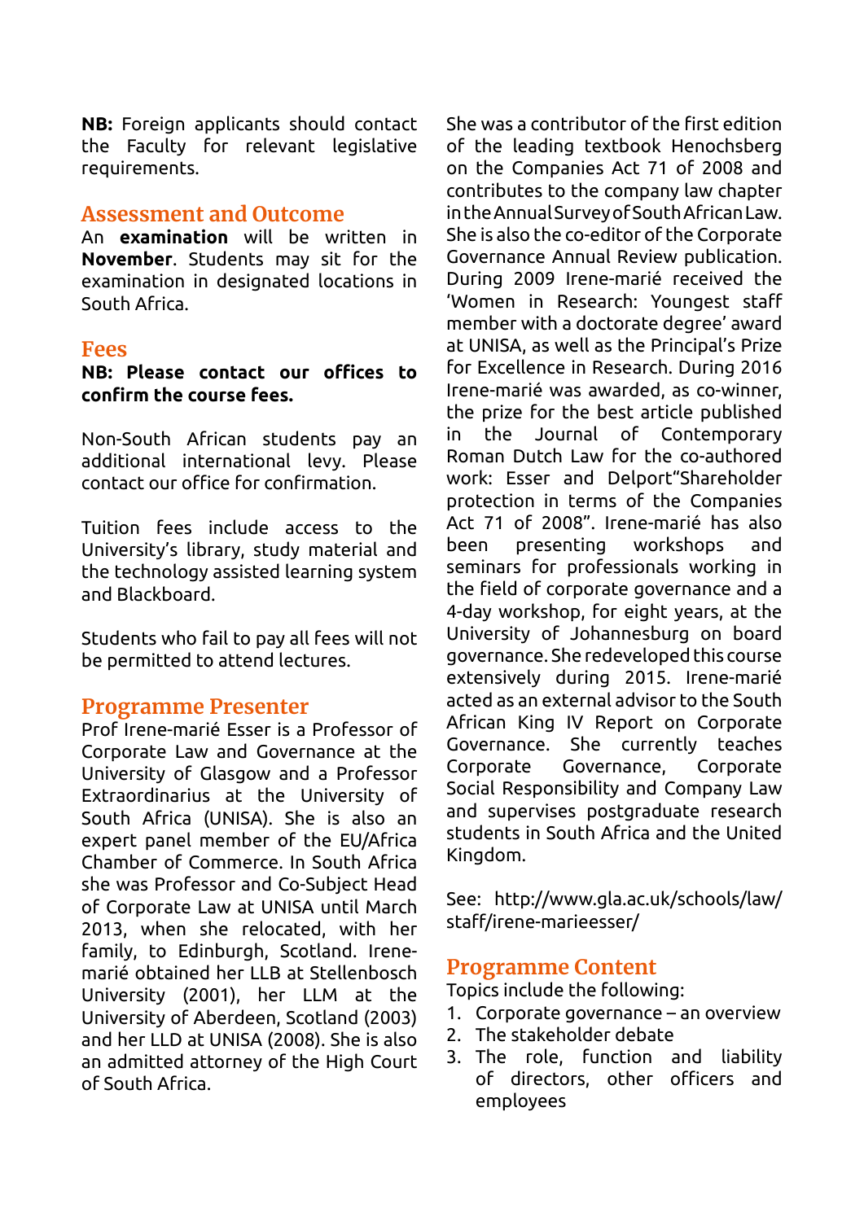**NB:** Foreign applicants should contact the Faculty for relevant legislative requirements.

## Assessment and Outcome

An **examination** will be written in **November**. Students may sit for the examination in designated locations in South Africa.

## Fees

**NB: Please contact our offices to confirm the course fees.**

Non-South African students pay an additional international levy. Please contact our office for confirmation.

Tuition fees include access to the University's library, study material and the technology assisted learning system and Blackboard.

Students who fail to pay all fees will not be permitted to attend lectures.

## Programme Presenter

Prof Irene-marié Esser is a Professor of Corporate Law and Governance at the University of Glasgow and a Professor Extraordinarius at the University of South Africa (UNISA). She is also an expert panel member of the EU/Africa Chamber of Commerce. In South Africa she was Professor and Co-Subject Head of Corporate Law at UNISA until March 2013, when she relocated, with her family, to Edinburgh, Scotland. Irene-marié obtained her LLB at Stellenbosch University (2001), her LLM at the University of Aberdeen, Scotland (2003) and her LLD at UNISA (2008). She is also an admitted attorney of the High Court of South Africa.

She was a contributor of the first edition of the leading textbook Henochsberg on the Companies Act 71 of 2008 and contributes to the company law chapter in the Annual Survey of South African Law. She is also the co-editor of the Corporate Governance Annual Review publication. During 2009 Irene-marié received the 'Women in Research: Youngest staff member with a doctorate degree' award at UNISA, as well as the Principal's Prize for Excellence in Research. During 2016 Irene-marié was awarded, as co-winner, the prize for the best article published in the Journal of Contemporary Roman Dutch Law for the co-authored work: Esser and Delport"Shareholder protection in terms of the Companies Act 71 of 2008". Irene-marié has also been presenting workshops and seminars for professionals working in the field of corporate governance and a 4-day workshop, for eight years, at the University of Johannesburg on board governance. She redeveloped this course extensively during 2015. Irene-marié acted as an external advisor to the South African King IV Report on Corporate Governance. She currently teaches Corporate Governance, Corporate Social Responsibility and Company Law and supervises postgraduate research students in South Africa and the United Kingdom.

See: http://www.gla.ac.uk/schools/law/staff/irene-marieesser/

## Programme Content

Topics include the following:

1. Corporate governance – an overview
2. The stakeholder debate
3. The role, function and liability of directors, other officers and employees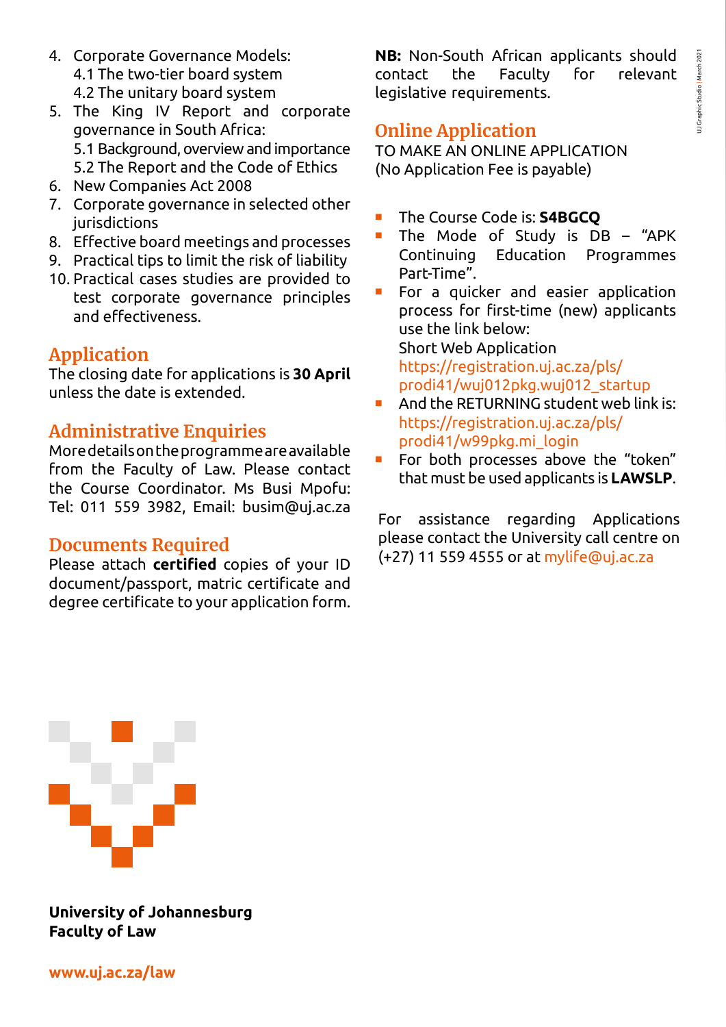4. Corporate Governance Models:
   4.1 The two-tier board system
   4.2 The unitary board system
5. The King IV Report and corporate governance in South Africa:
   5.1 Background, overview and importance
   5.2 The Report and the Code of Ethics
6. New Companies Act 2008
7. Corporate governance in selected other jurisdictions
8. Effective board meetings and processes
9. Practical tips to limit the risk of liability
10. Practical cases studies are provided to test corporate governance principles and effectiveness.

## Application

The closing date for applications is **30 April** unless the date is extended.

## Administrative Enquiries

More details on the programme are available from the Faculty of Law. Please contact the Course Coordinator. Ms Busi Mpofu: Tel: 011 559 3982, Email: busim@uj.ac.za

## Documents Required

Please attach **certified** copies of your ID document/passport, matric certificate and degree certificate to your application form.

**NB:** Non-South African applicants should contact the Faculty for relevant legislative requirements.

## Online Application

TO MAKE AN ONLINE APPLICATION
(No Application Fee is payable)

- The Course Code is: **S4BGCQ**
- The Mode of Study is DB – "APK Continuing Education Programmes Part-Time".
- For a quicker and easier application process for first-time (new) applicants use the link below:
  Short Web Application
  https://registration.uj.ac.za/pls/prodi41/wuj012pkg.wuj012_startup
- And the RETURNING student web link is:
  https://registration.uj.ac.za/pls/prodi41/w99pkg.mi_login
- For both processes above the "token" that must be used applicants is **LAWSLP**.

For assistance regarding Applications please contact the University call centre on (+27) 11 559 4555 or at mylife@uj.ac.za

**University of Johannesburg**
**Faculty of Law**

**www.uj.ac.za/law**